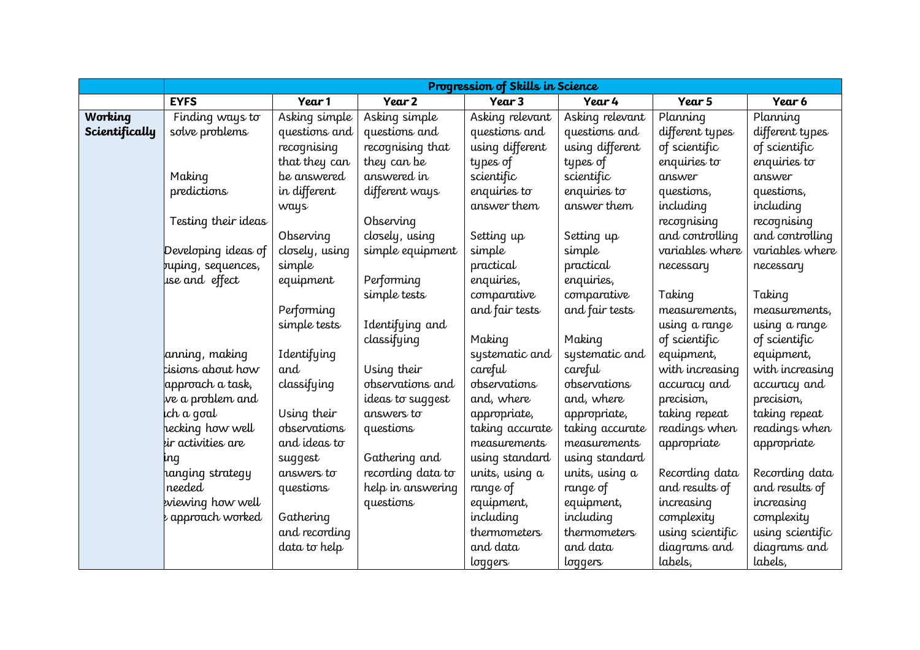| | Progression of Skills in Science | | | | | | |
|---|---|---|---|---|---|---|---|
| | **EYFS** | **Year 1** | **Year 2** | **Year 3** | **Year 4** | **Year 5** | **Year 6** |
| **Working Scientifically** | Finding ways to solve problems<br><br>Making predictions<br><br>Testing their ideas<br><br>Developing ideas of ouping, sequences, use and effect<br><br>anning, making cisions about how approach a task, ve a problem and ch a goal hecking how well ir activities are ing hanging strategy needed eviewing how well approach worked | Asking simple questions and recognising that they can be answered in different ways<br><br>Observing closely, using simple equipment<br><br>Performing simple tests<br><br>Identifying and classifying<br><br>Using their observations and ideas to suggest answers to questions<br><br>Gathering and recording data to help | Asking simple questions and recognising that they can be answered in different ways<br><br>Observing closely, using simple equipment<br><br>Performing simple tests<br><br>Identifying and classifying<br><br>Using their observations and ideas to suggest answers to questions<br><br>Gathering and recording data to help in answering questions | Asking relevant questions and using different types of scientific enquiries to answer them<br><br>Setting up simple practical enquiries, comparative and fair tests<br><br>Making systematic and careful observations and, where appropriate, taking accurate measurements using standard units, using a range of equipment, including thermometers and data loggers | Asking relevant questions and using different types of scientific enquiries to answer them<br><br>Setting up simple practical enquiries, comparative and fair tests<br><br>Making systematic and careful observations and, where appropriate, taking accurate measurements using standard units, using a range of equipment, including thermometers and data loggers | Planning different types of scientific enquiries to answer questions, including recognising and controlling variables where necessary<br><br>Taking measurements, using a range of scientific equipment, with increasing accuracy and precision, taking repeat readings when appropriate<br><br>Recording data and results of increasing complexity using scientific diagrams and labels, | Planning different types of scientific enquiries to answer questions, including recognising and controlling variables where necessary<br><br>Taking measurements, using a range of scientific equipment, with increasing accuracy and precision, taking repeat readings when appropriate<br><br>Recording data and results of increasing complexity using scientific diagrams and labels, |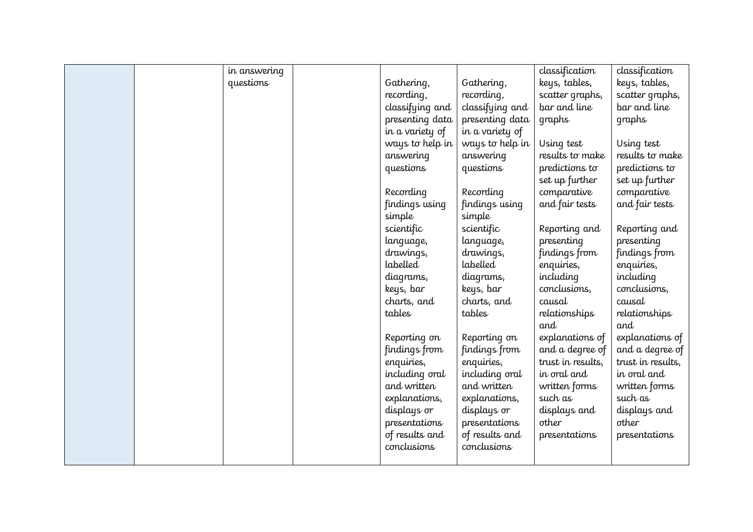| | | | | | | | |
|---|---|---|---|---|---|---|---|
| | | in answering questions | | Gathering, recording, classifying and presenting data in a variety of ways to help in answering questions<br><br>Recording findings using simple scientific language, drawings, labelled diagrams, keys, bar charts, and tables<br><br>Reporting on findings from enquiries, including oral and written explanations, displays or presentations of results and conclusions | Gathering, recording, classifying and presenting data in a variety of ways to help in answering questions<br><br>Recording findings using simple scientific language, drawings, labelled diagrams, keys, bar charts, and tables<br><br>Reporting on findings from enquiries, including oral and written explanations, displays or presentations of results and conclusions | classification keys, tables, scatter graphs, bar and line graphs<br><br>Using test results to make predictions to set up further comparative and fair tests<br><br>Reporting and presenting findings from enquiries, including conclusions, causal relationships and explanations of and a degree of trust in results, in oral and written forms such as displays and other presentations | classification keys, tables, scatter graphs, bar and line graphs<br><br>Using test results to make predictions to set up further comparative and fair tests<br><br>Reporting and presenting findings from enquiries, including conclusions, causal relationships and explanations of and a degree of trust in results, in oral and written forms such as displays and other presentations |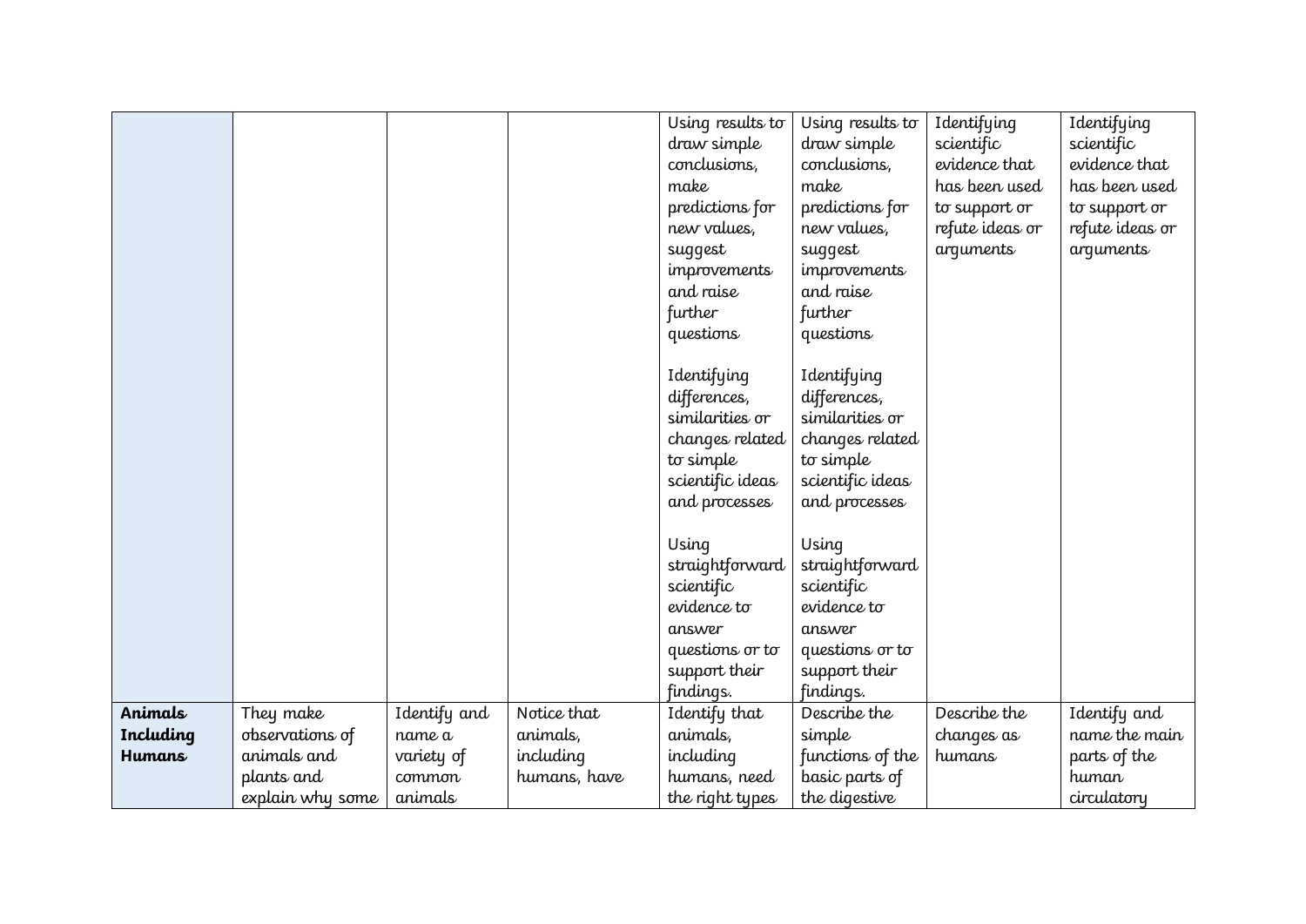| | | | | | | | |
|---|---|---|---|---|---|---|---|
| | | | | Using results to draw simple conclusions, make predictions for new values, suggest improvements and raise further questions<br><br>Identifying differences, similarities or changes related to simple scientific ideas and processes<br><br>Using straightforward scientific evidence to answer questions or to support their findings. | Using results to draw simple conclusions, make predictions for new values, suggest improvements and raise further questions<br><br>Identifying differences, similarities or changes related to simple scientific ideas and processes<br><br>Using straightforward scientific evidence to answer questions or to support their findings. | Identifying scientific evidence that has been used to support or refute ideas or arguments | Identifying scientific evidence that has been used to support or refute ideas or arguments |
| **Animals Including Humans** | They make observations of animals and plants and explain why some | Identify and name a variety of common animals | Notice that animals, including humans, have | Identify that animals, including humans, need the right types | Describe the simple functions of the basic parts of the digestive | Describe the changes as humans | Identify and name the main parts of the human circulatory |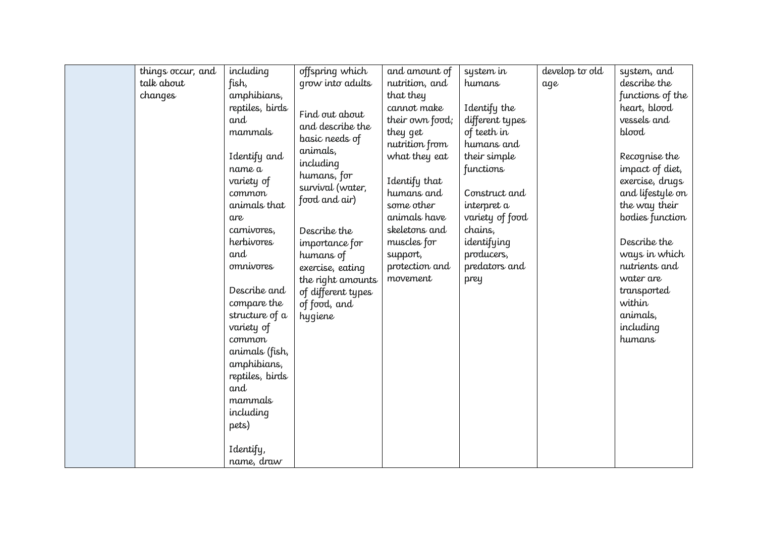| | | | | | | | |
|---|---|---|---|---|---|---|---|
| | things occur, and talk about changes | including fish, amphibians, reptiles, birds and mammals<br><br>Identify and name a variety of common animals that are carnivores, herbivores and omnivores<br><br>Describe and compare the structure of a variety of common animals (fish, amphibians, reptiles, birds and mammals including pets)<br><br>Identify, name, draw | offspring which grow into adults<br><br>Find out about and describe the basic needs of animals, including humans, for survival (water, food and air)<br><br>Describe the importance for humans of exercise, eating the right amounts of different types of food, and hygiene | and amount of nutrition, and that they cannot make their own food; they get nutrition from what they eat<br><br>Identify that humans and some other animals have skeletons and muscles for support, protection and movement | system in humans<br><br>Identify the different types of teeth in humans and their simple functions<br><br>Construct and interpret a variety of food chains, identifying producers, predators and prey | develop to old age | system, and describe the functions of the heart, blood vessels and blood<br><br>Recognise the impact of diet, exercise, drugs and lifestyle on the way their bodies function<br><br>Describe the ways in which nutrients and water are transported within animals, including humans |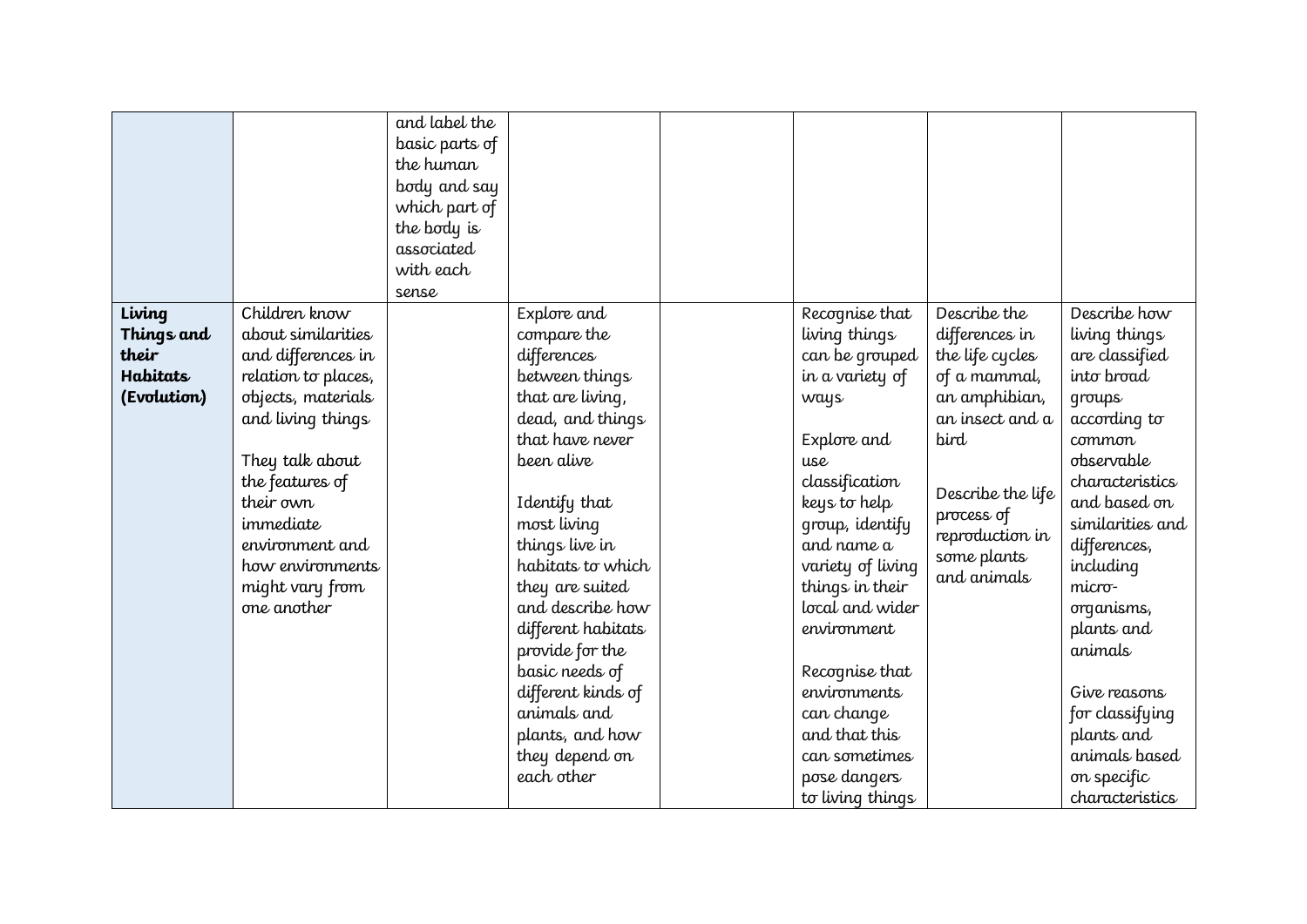| | | | | | | | |
|---|---|---|---|---|---|---|---|
| | | and label the basic parts of the human body and say which part of the body is associated with each sense | | | | | |
| **Living Things and their Habitats (Evolution)** | Children know about similarities and differences in relation to places, objects, materials and living things<br><br>They talk about the features of their own immediate environment and how environments might vary from one another | | Explore and compare the differences between things that are living, dead, and things that have never been alive<br><br>Identify that most living things live in habitats to which they are suited and describe how different habitats provide for the basic needs of different kinds of animals and plants, and how they depend on each other | | Recognise that living things can be grouped in a variety of ways<br><br>Explore and use classification keys to help group, identify and name a variety of living things in their local and wider environment<br><br>Recognise that environments can change and that this can sometimes pose dangers to living things | Describe the differences in the life cycles of a mammal, an amphibian, an insect and a bird<br><br>Describe the life process of reproduction in some plants and animals | Describe how living things are classified into broad groups according to common observable characteristics and based on similarities and differences, including micro-organisms, plants and animals<br><br>Give reasons for classifying plants and animals based on specific characteristics |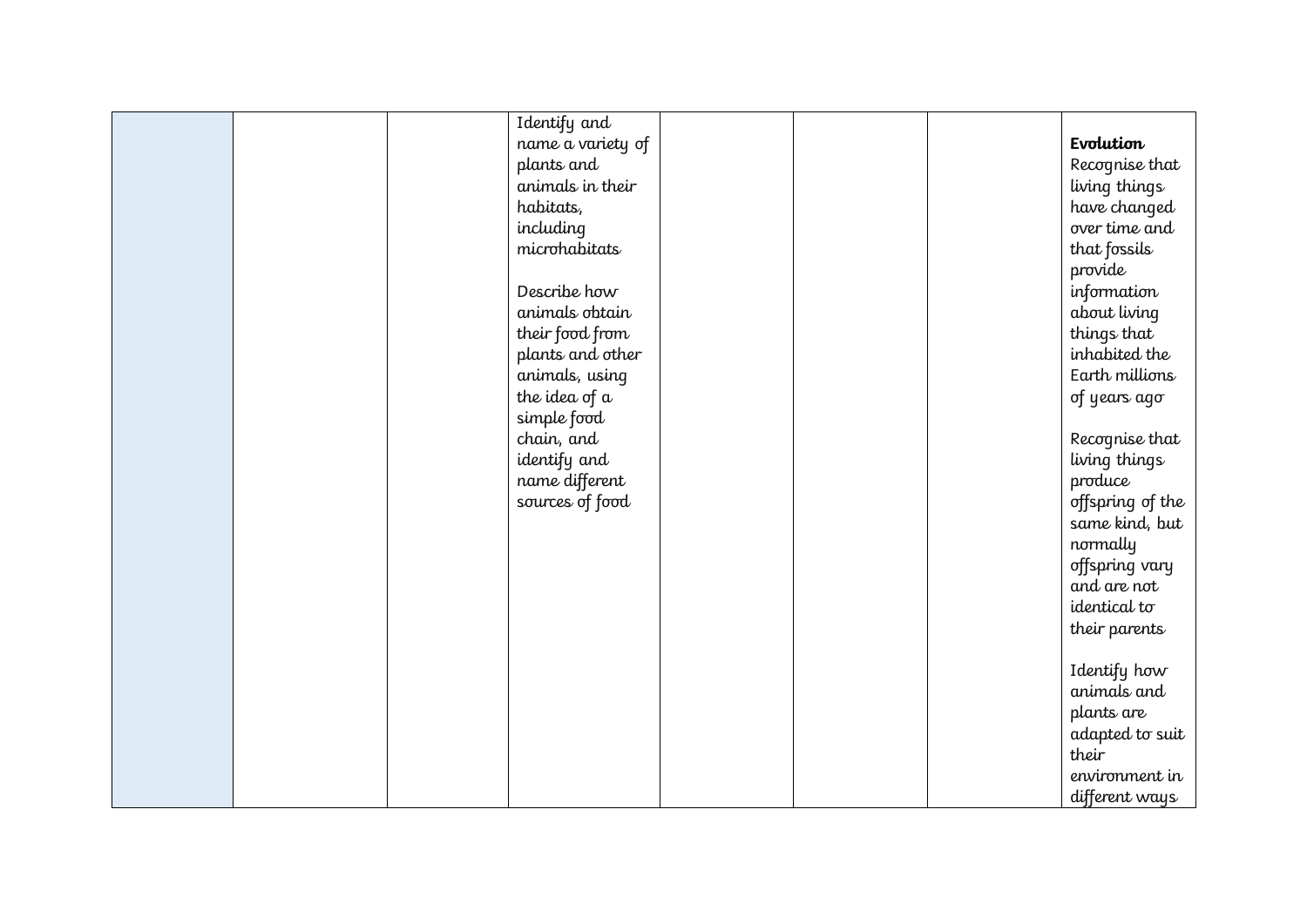| | | | | | | | |
|---|---|---|---|---|---|---|---|
| | | | Identify and name a variety of plants and animals in their habitats, including microhabitats<br><br>Describe how animals obtain their food from plants and other animals, using the idea of a simple food chain, and identify and name different sources of food | | | | **Evolution**<br>Recognise that living things have changed over time and that fossils provide information about living things that inhabited the Earth millions of years ago<br><br>Recognise that living things produce offspring of the same kind, but normally offspring vary and are not identical to their parents<br><br>Identify how animals and plants are adapted to suit their environment in different ways |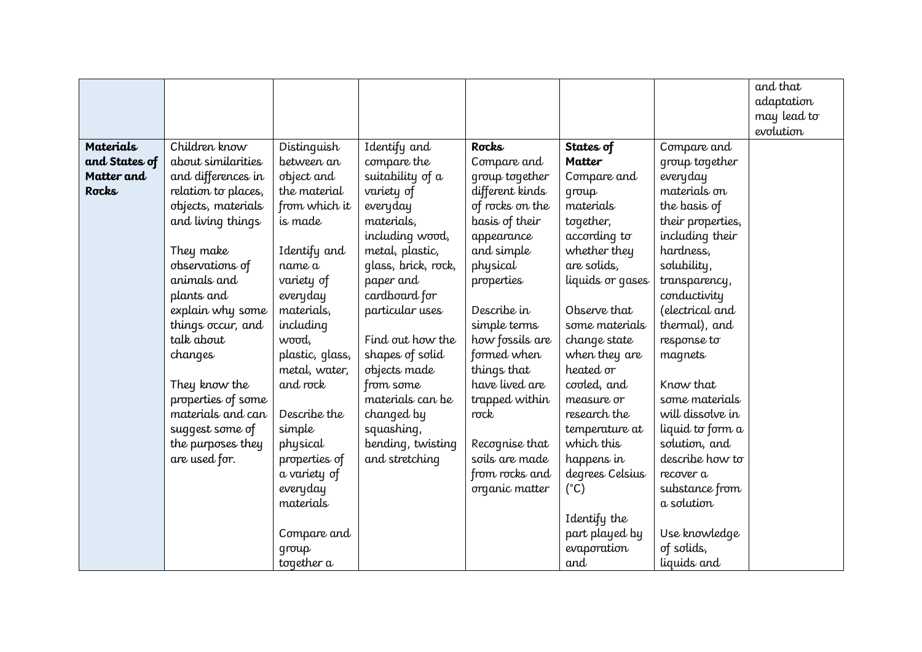| | | | | | | | |
|---|---|---|---|---|---|---|---|
| | | | | | | | and that adaptation may lead to evolution |
| **Materials and States of Matter and Rocks** | Children know about similarities and differences in relation to places, objects, materials and living things<br><br>They make observations of animals and plants and explain why some things occur, and talk about changes<br><br>They know the properties of some materials and can suggest some of the purposes they are used for. | Distinguish between an object and the material from which it is made<br><br>Identify and name a variety of everyday materials, including wood, plastic, glass, metal, water, and rock<br><br>Describe the simple physical properties of a variety of everyday materials<br><br>Compare and group together a | Identify and compare the suitability of a variety of everyday materials, including wood, metal, plastic, glass, brick, rock, paper and cardboard for particular uses<br><br>Find out how the shapes of solid objects made from some materials can be changed by squashing, bending, twisting and stretching | **Rocks**<br>Compare and group together different kinds of rocks on the basis of their appearance and simple physical properties<br><br>Describe in simple terms how fossils are formed when things that have lived are trapped within rock<br><br>Recognise that soils are made from rocks and organic matter | **States of Matter**<br>Compare and group materials together, according to whether they are solids, liquids or gases<br><br>Observe that some materials change state when they are heated or cooled, and measure or research the temperature at which this happens in degrees Celsius (°C)<br><br>Identify the part played by evaporation and | Compare and group together everyday materials on the basis of their properties, including their hardness, solubility, transparency, conductivity (electrical and thermal), and response to magnets<br><br>Know that some materials will dissolve in liquid to form a solution, and describe how to recover a substance from a solution<br><br>Use knowledge of solids, liquids and | |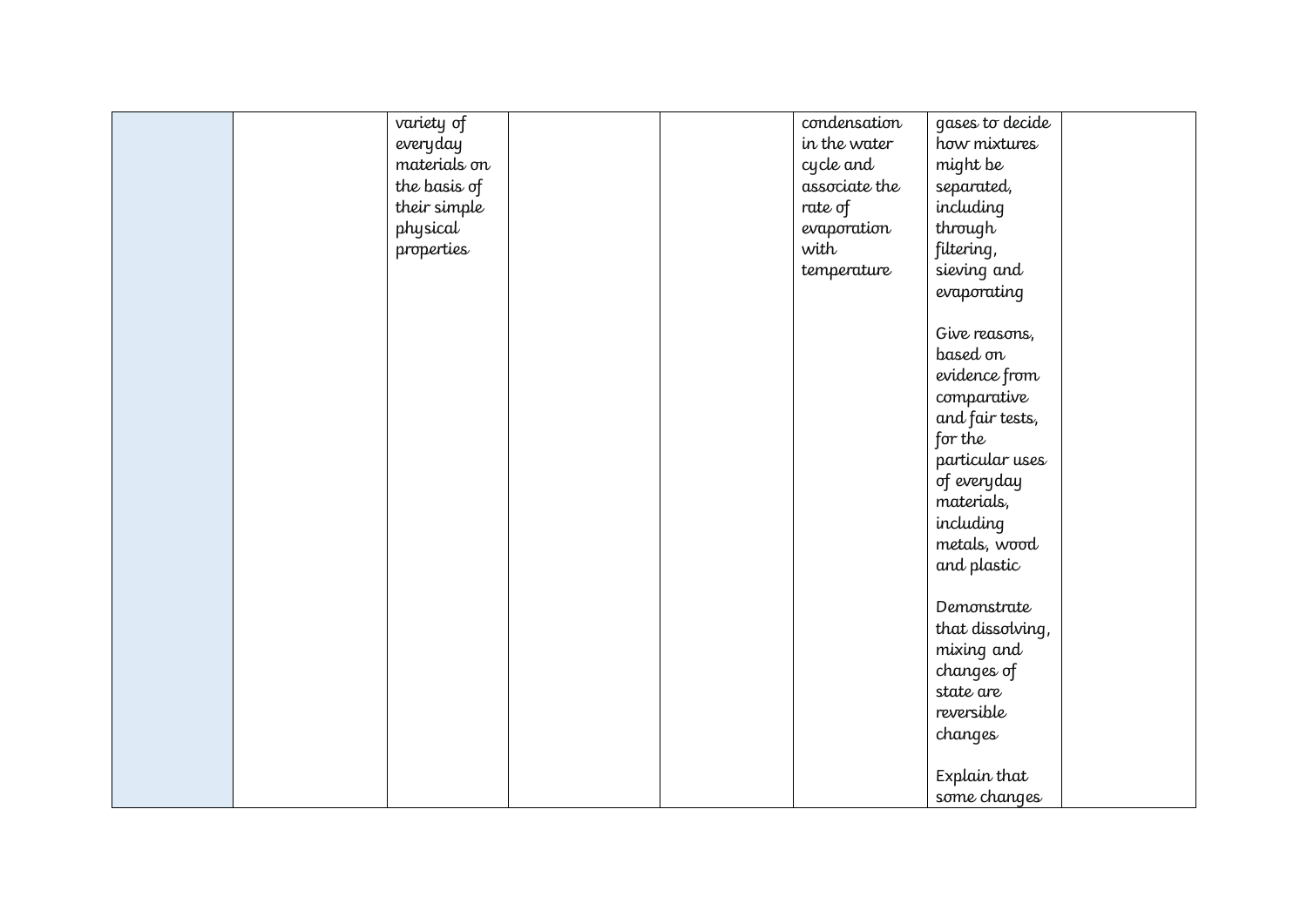| | | | | | | | |
|---|---|---|---|---|---|---|---|
| | | variety of everyday materials on the basis of their simple physical properties | | | condensation in the water cycle and associate the rate of evaporation with temperature | gases to decide how mixtures might be separated, including through filtering, sieving and evaporating<br><br>Give reasons, based on evidence from comparative and fair tests, for the particular uses of everyday materials, including metals, wood and plastic<br><br>Demonstrate that dissolving, mixing and changes of state are reversible changes<br><br>Explain that some changes | |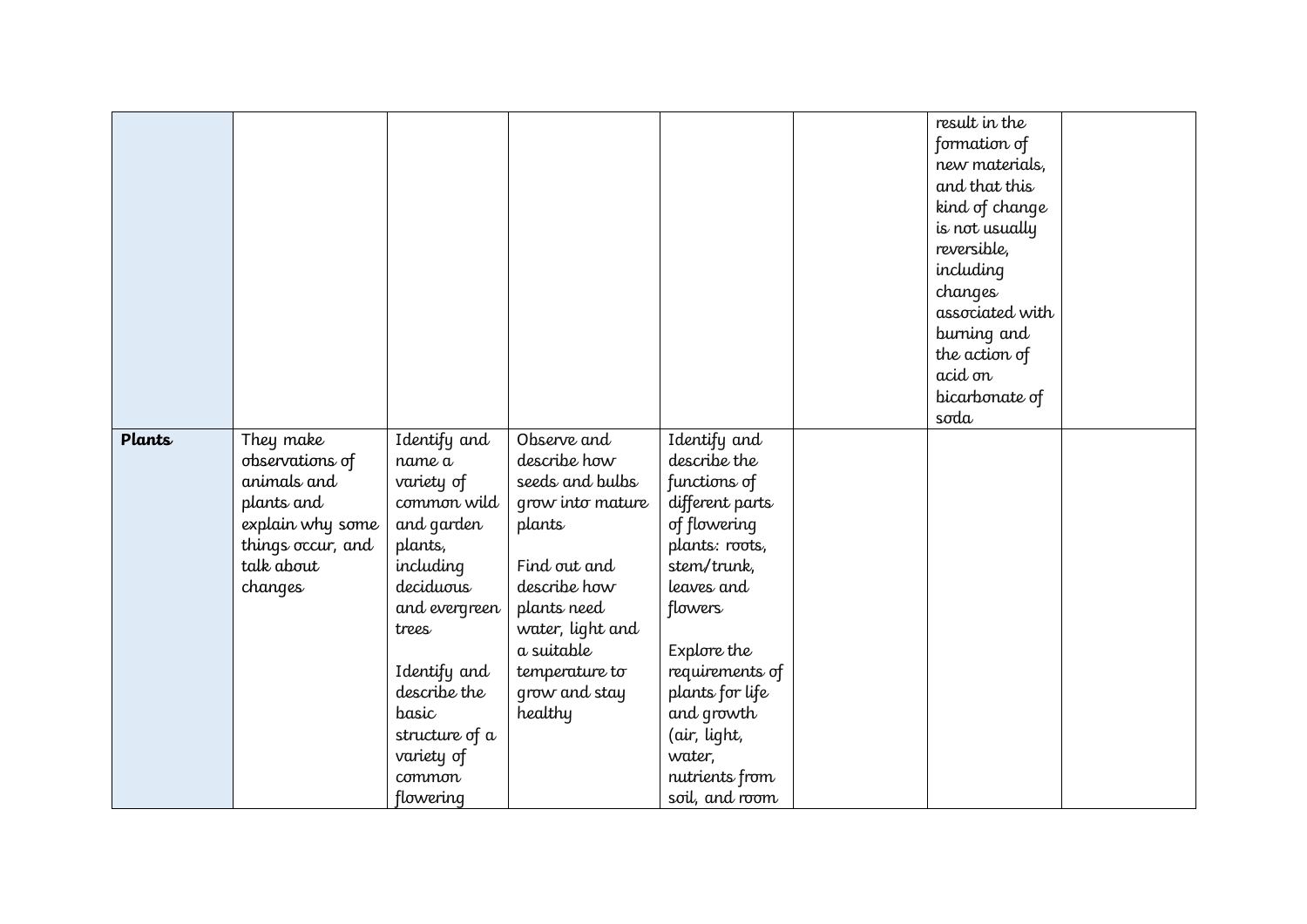| | | | | | | | |
|---|---|---|---|---|---|---|---|
| | | | | | | result in the formation of new materials, and that this kind of change is not usually reversible, including changes associated with burning and the action of acid on bicarbonate of soda | |
| **Plants** | They make observations of animals and plants and explain why some things occur, and talk about changes | Identify and name a variety of common wild and garden plants, including deciduous and evergreen trees<br><br>Identify and describe the basic structure of a variety of common flowering | Observe and describe how seeds and bulbs grow into mature plants<br><br>Find out and describe how plants need water, light and a suitable temperature to grow and stay healthy | Identify and describe the functions of different parts of flowering plants: roots, stem/trunk, leaves and flowers<br><br>Explore the requirements of plants for life and growth (air, light, water, nutrients from soil, and room | | | |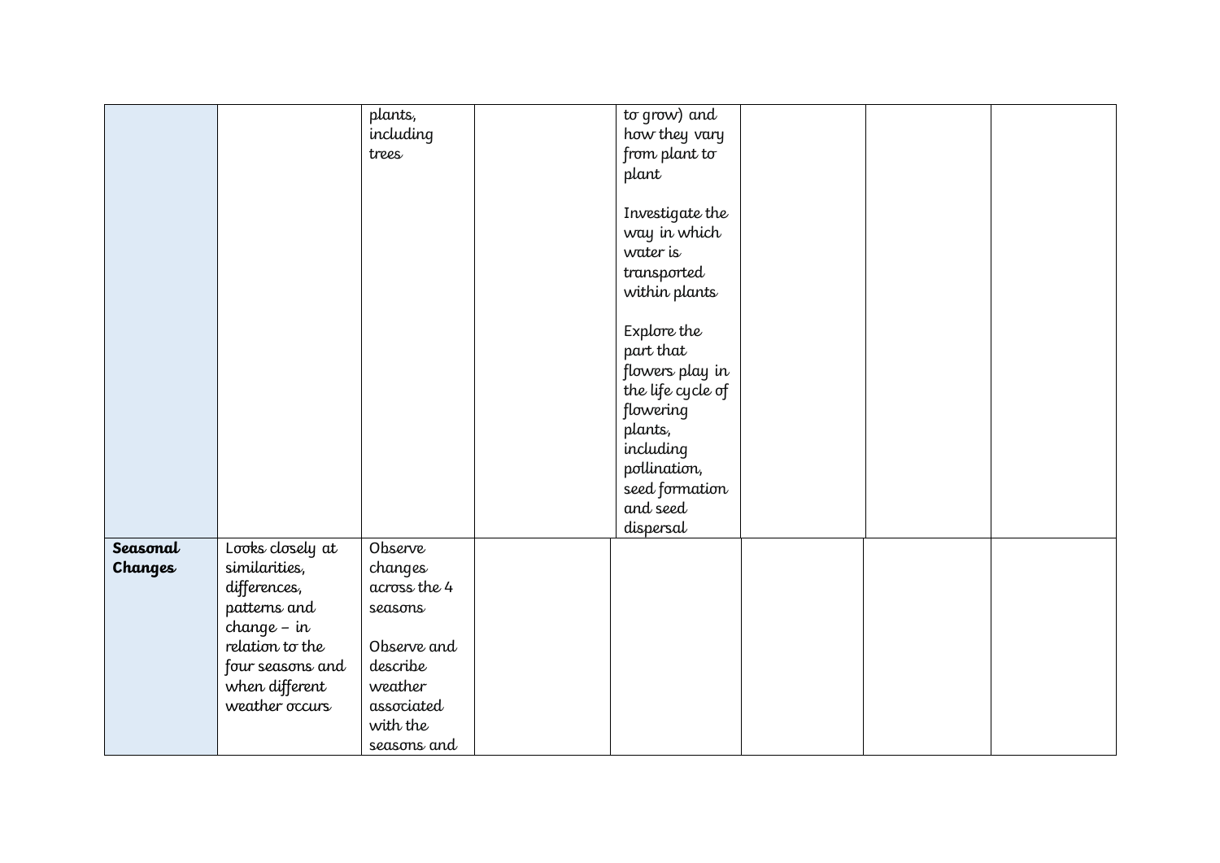| | | | | | | | |
|---|---|---|---|---|---|---|---|
| | | plants, including trees | | to grow) and how they vary from plant to plant<br><br>Investigate the way in which water is transported within plants<br><br>Explore the part that flowers play in the life cycle of flowering plants, including pollination, seed formation and seed dispersal | | | |
| **Seasonal Changes** | Looks closely at similarities, differences, patterns and change – in relation to the four seasons and when different weather occurs | Observe changes across the 4 seasons<br><br>Observe and describe weather associated with the seasons and | | | | | |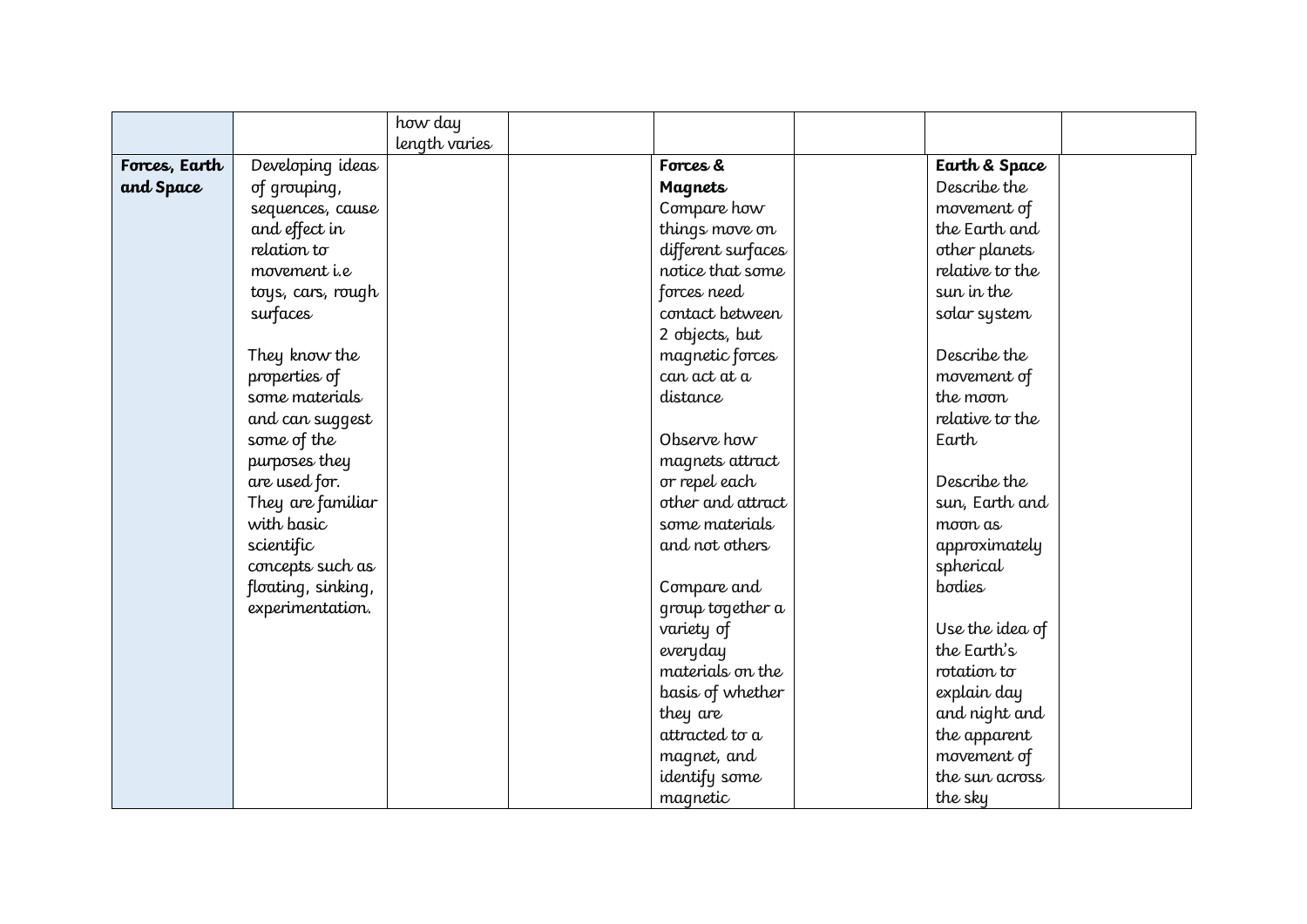| | | how day length varies | | | | | |
|---|---|---|---|---|---|---|---|
| **Forces, Earth and Space** | Developing ideas of grouping, sequences, cause and effect in relation to movement i.e toys, cars, rough surfaces<br><br>They know the properties of some materials and can suggest some of the purposes they are used for. They are familiar with basic scientific concepts such as floating, sinking, experimentation. | | | **Forces & Magnets**<br>Compare how things move on different surfaces notice that some forces need contact between 2 objects, but magnetic forces can act at a distance<br><br>Observe how magnets attract or repel each other and attract some materials and not others<br><br>Compare and group together a variety of everyday materials on the basis of whether they are attracted to a magnet, and identify some magnetic | | **Earth & Space**<br>Describe the movement of the Earth and other planets relative to the sun in the solar system<br><br>Describe the movement of the moon relative to the Earth<br><br>Describe the sun, Earth and moon as approximately spherical bodies<br><br>Use the idea of the Earth's rotation to explain day and night and the apparent movement of the sun across the sky | |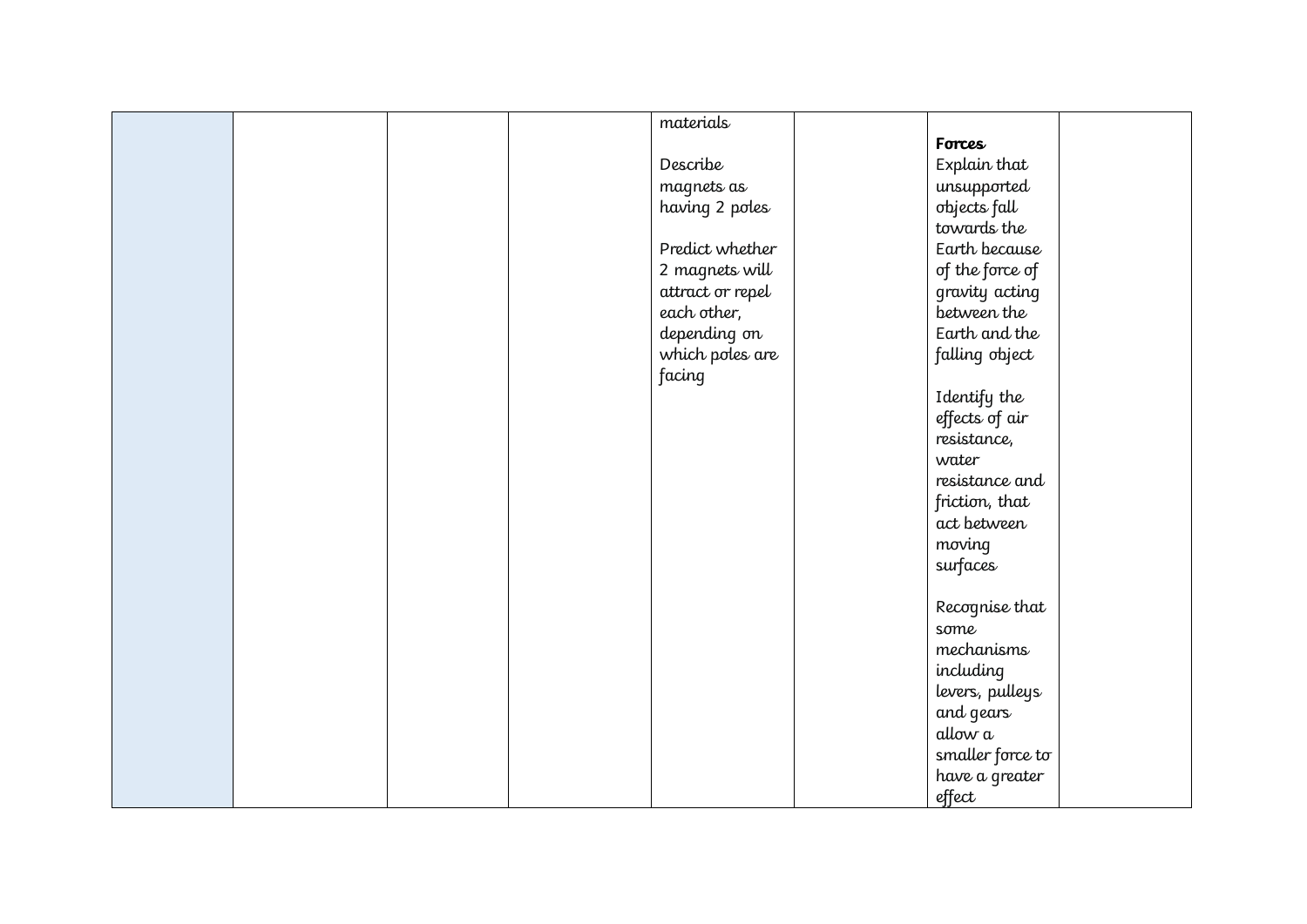| | | | | | | | |
|---|---|---|---|---|---|---|---|
| | | | | materials<br><br>Describe magnets as having 2 poles<br><br>Predict whether 2 magnets will attract or repel each other, depending on which poles are facing | | **Forces**<br>Explain that unsupported objects fall towards the Earth because of the force of gravity acting between the Earth and the falling object<br><br>Identify the effects of air resistance, water resistance and friction, that act between moving surfaces<br><br>Recognise that some mechanisms including levers, pulleys and gears allow a smaller force to have a greater effect | |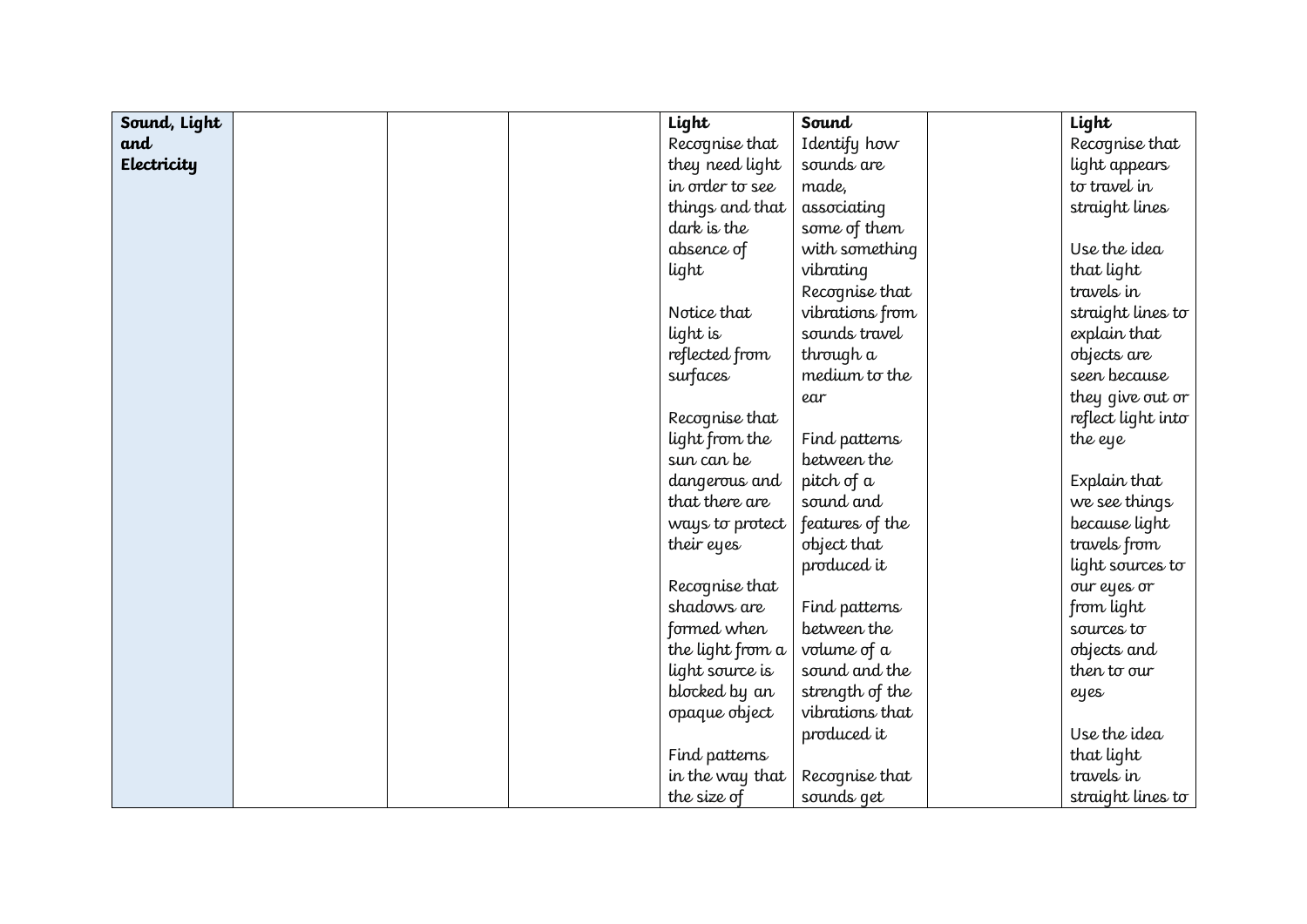| Sound, Light and Electricity | | | | **Light**<br>Recognise that they need light in order to see things and that dark is the absence of light<br><br>Notice that light is reflected from surfaces<br><br>Recognise that light from the sun can be dangerous and that there are ways to protect their eyes<br><br>Recognise that shadows are formed when the light from a light source is blocked by an opaque object<br><br>Find patterns in the way that the size of | **Sound**<br>Identify how sounds are made, associating some of them with something vibrating<br>Recognise that vibrations from sounds travel through a medium to the ear<br><br>Find patterns between the pitch of a sound and features of the object that produced it<br><br>Find patterns between the volume of a sound and the strength of the vibrations that produced it<br><br>Recognise that sounds get | | **Light**<br>Recognise that light appears to travel in straight lines<br><br>Use the idea that light travels in straight lines to explain that objects are seen because they give out or reflect light into the eye<br><br>Explain that we see things because light travels from light sources to our eyes or from light sources to objects and then to our eyes<br><br>Use the idea that light travels in straight lines to |
|---|---|---|---|---|---|---|---|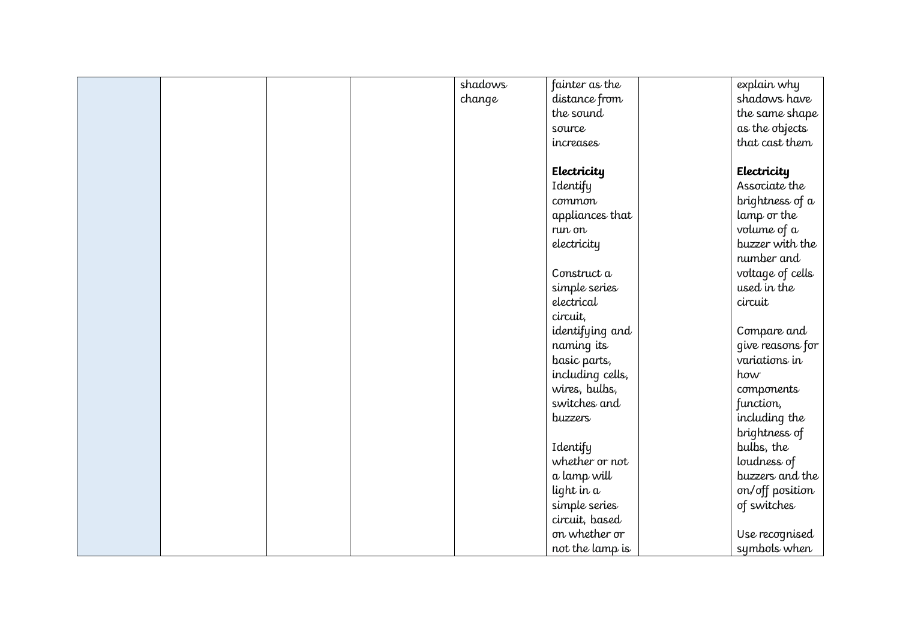| | | | | | | | |
|---|---|---|---|---|---|---|---|
| | | | | shadows change | fainter as the distance from the sound source increases<br><br>**Electricity**<br>Identify common appliances that run on electricity<br><br>Construct a simple series electrical circuit, identifying and naming its basic parts, including cells, wires, bulbs, switches and buzzers<br><br>Identify whether or not a lamp will light in a simple series circuit, based on whether or not the lamp is | | explain why shadows have the same shape as the objects that cast them<br><br>**Electricity**<br>Associate the brightness of a lamp or the volume of a buzzer with the number and voltage of cells used in the circuit<br><br>Compare and give reasons for variations in how components function, including the brightness of bulbs, the loudness of buzzers and the on/off position of switches<br><br>Use recognised symbols when |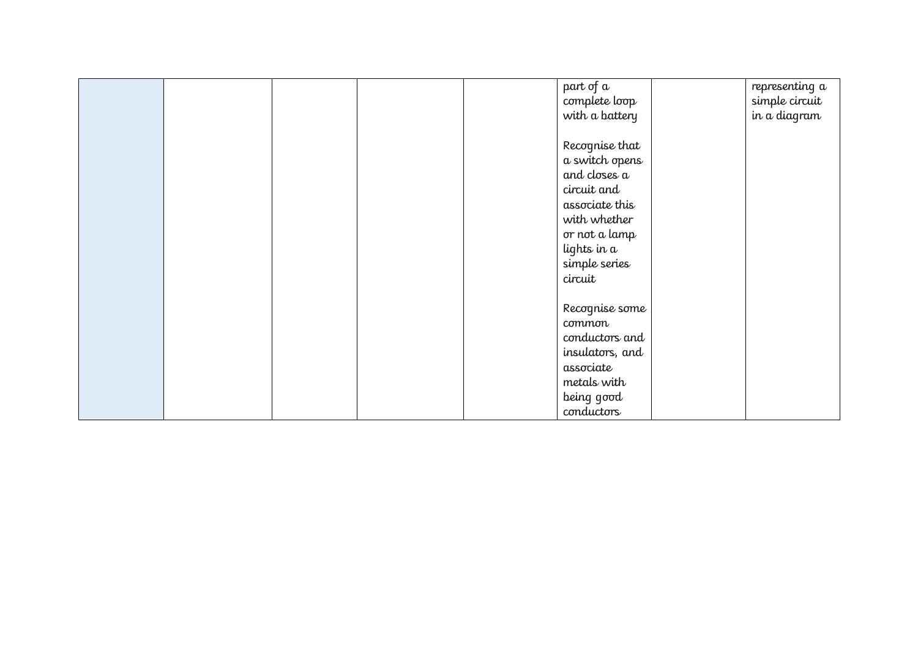| | | | | | | | |
|---|---|---|---|---|---|---|---|
| | | | | | part of a complete loop with a battery<br><br>Recognise that a switch opens and closes a circuit and associate this with whether or not a lamp lights in a simple series circuit<br><br>Recognise some common conductors and insulators, and associate metals with being good conductors | | representing a simple circuit in a diagram |